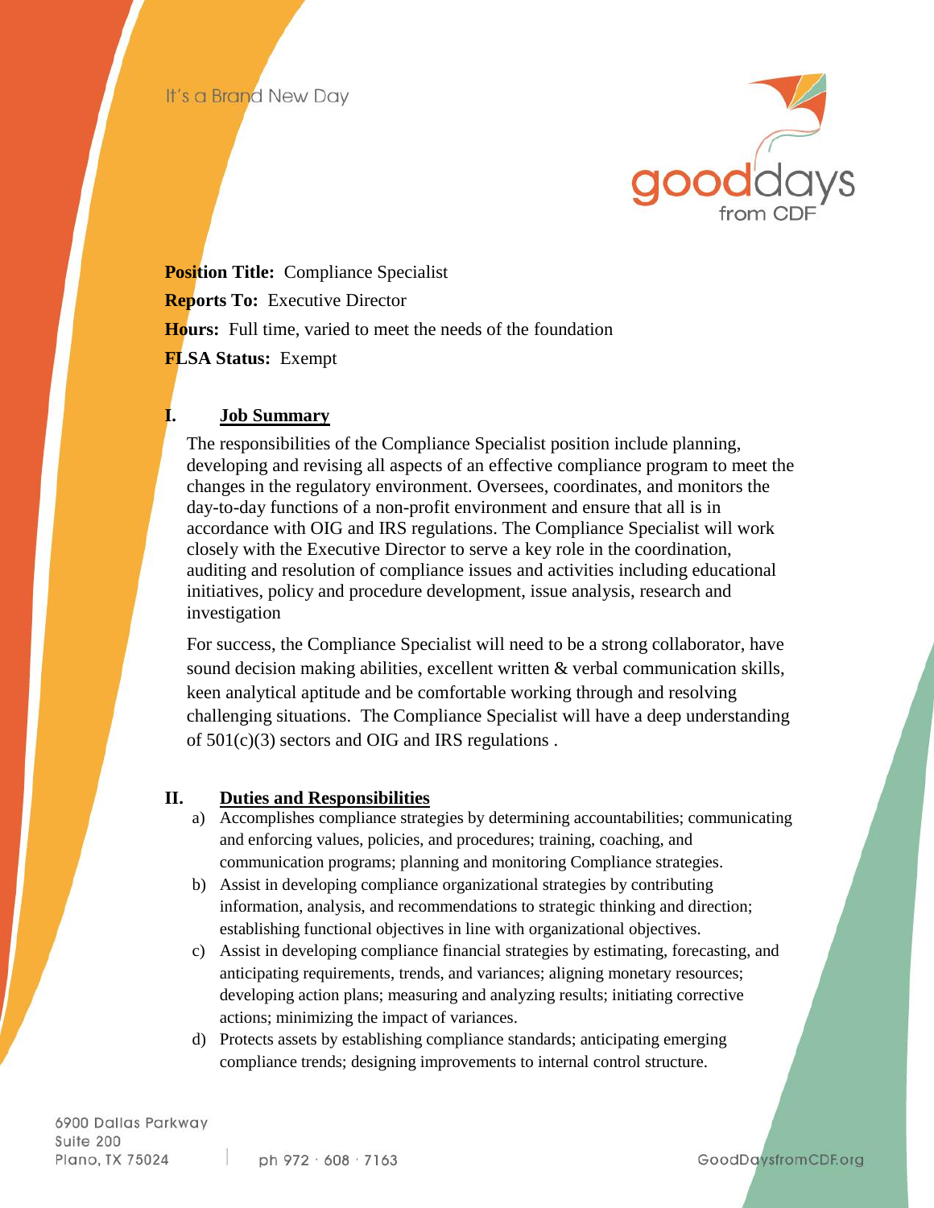It's a Brand New Day

gooddays from CDF

**Position Title:** Compliance Specialist

**Reports To:** Executive Director

**Hours:** Full time, varied to meet the needs of the foundation

**FLSA Status:** Exempt

## I. Job Summary

The responsibilities of the Compliance Specialist position include planning, developing and revising all aspects of an effective compliance program to meet the changes in the regulatory environment. Oversees, coordinates, and monitors the day-to-day functions of a non-profit environment and ensure that all is in accordance with OIG and IRS regulations. The Compliance Specialist will work closely with the Executive Director to serve a key role in the coordination, auditing and resolution of compliance issues and activities including educational initiatives, policy and procedure development, issue analysis, research and investigation

For success, the Compliance Specialist will need to be a strong collaborator, have sound decision making abilities, excellent written & verbal communication skills, keen analytical aptitude and be comfortable working through and resolving challenging situations. The Compliance Specialist will have a deep understanding of 501(c)(3) sectors and OIG and IRS regulations .

## II. Duties and Responsibilities

a) Accomplishes compliance strategies by determining accountabilities; communicating and enforcing values, policies, and procedures; training, coaching, and communication programs; planning and monitoring Compliance strategies.

b) Assist in developing compliance organizational strategies by contributing information, analysis, and recommendations to strategic thinking and direction; establishing functional objectives in line with organizational objectives.

c) Assist in developing compliance financial strategies by estimating, forecasting, and anticipating requirements, trends, and variances; aligning monetary resources; developing action plans; measuring and analyzing results; initiating corrective actions; minimizing the impact of variances.

d) Protects assets by establishing compliance standards; anticipating emerging compliance trends; designing improvements to internal control structure.

6900 Dallas Parkway
Suite 200
Plano, TX 75024

ph 972 · 608 · 7163

GoodDaysfromCDF.org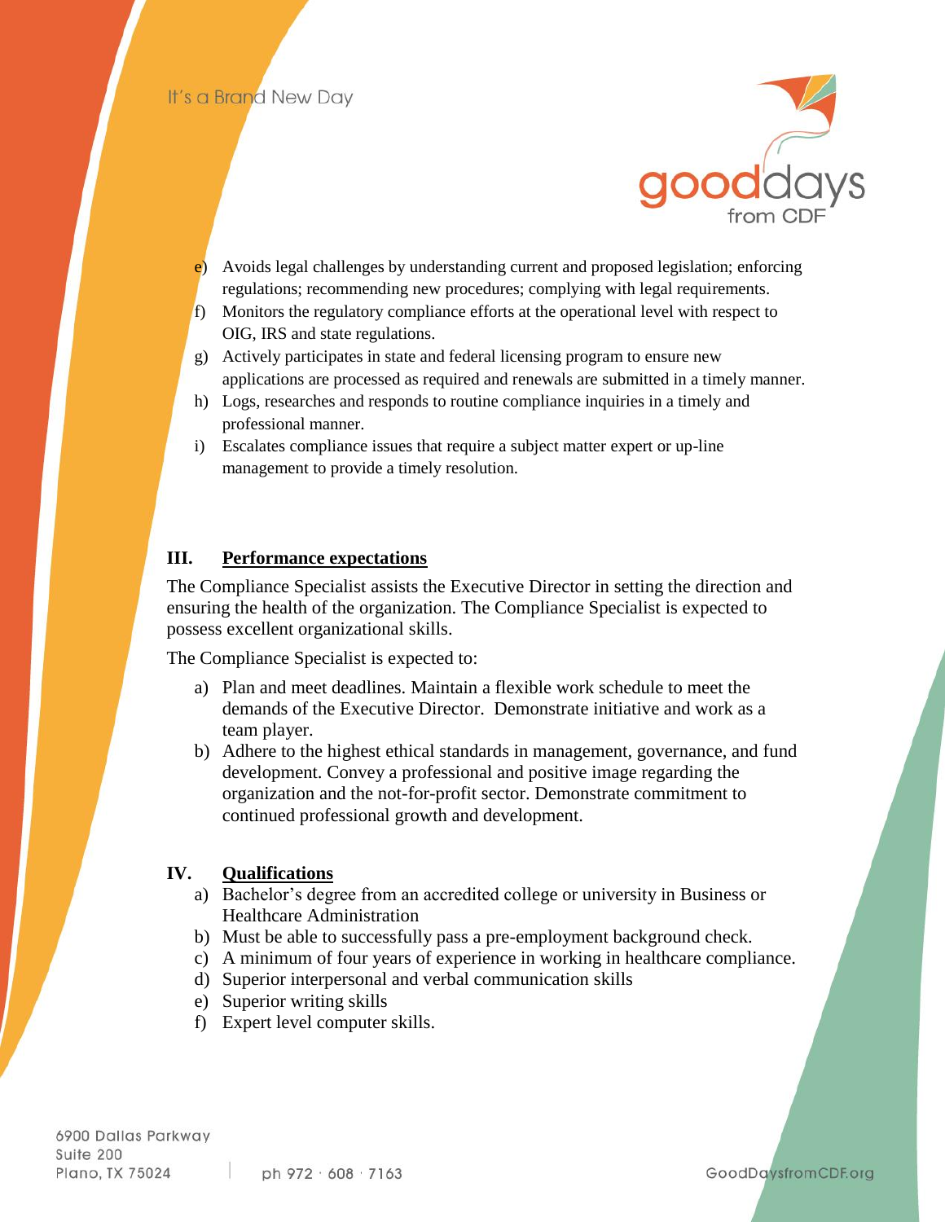e) Avoids legal challenges by understanding current and proposed legislation; enforcing regulations; recommending new procedures; complying with legal requirements.
f) Monitors the regulatory compliance efforts at the operational level with respect to OIG, IRS and state regulations.
g) Actively participates in state and federal licensing program to ensure new applications are processed as required and renewals are submitted in a timely manner.
h) Logs, researches and responds to routine compliance inquiries in a timely and professional manner.
i) Escalates compliance issues that require a subject matter expert or up-line management to provide a timely resolution.

## III. Performance expectations

The Compliance Specialist assists the Executive Director in setting the direction and ensuring the health of the organization. The Compliance Specialist is expected to possess excellent organizational skills.

The Compliance Specialist is expected to:

a) Plan and meet deadlines. Maintain a flexible work schedule to meet the demands of the Executive Director. Demonstrate initiative and work as a team player.
b) Adhere to the highest ethical standards in management, governance, and fund development. Convey a professional and positive image regarding the organization and the not-for-profit sector. Demonstrate commitment to continued professional growth and development.

## IV. Qualifications

a) Bachelor's degree from an accredited college or university in Business or Healthcare Administration
b) Must be able to successfully pass a pre-employment background check.
c) A minimum of four years of experience in working in healthcare compliance.
d) Superior interpersonal and verbal communication skills
e) Superior writing skills
f) Expert level computer skills.